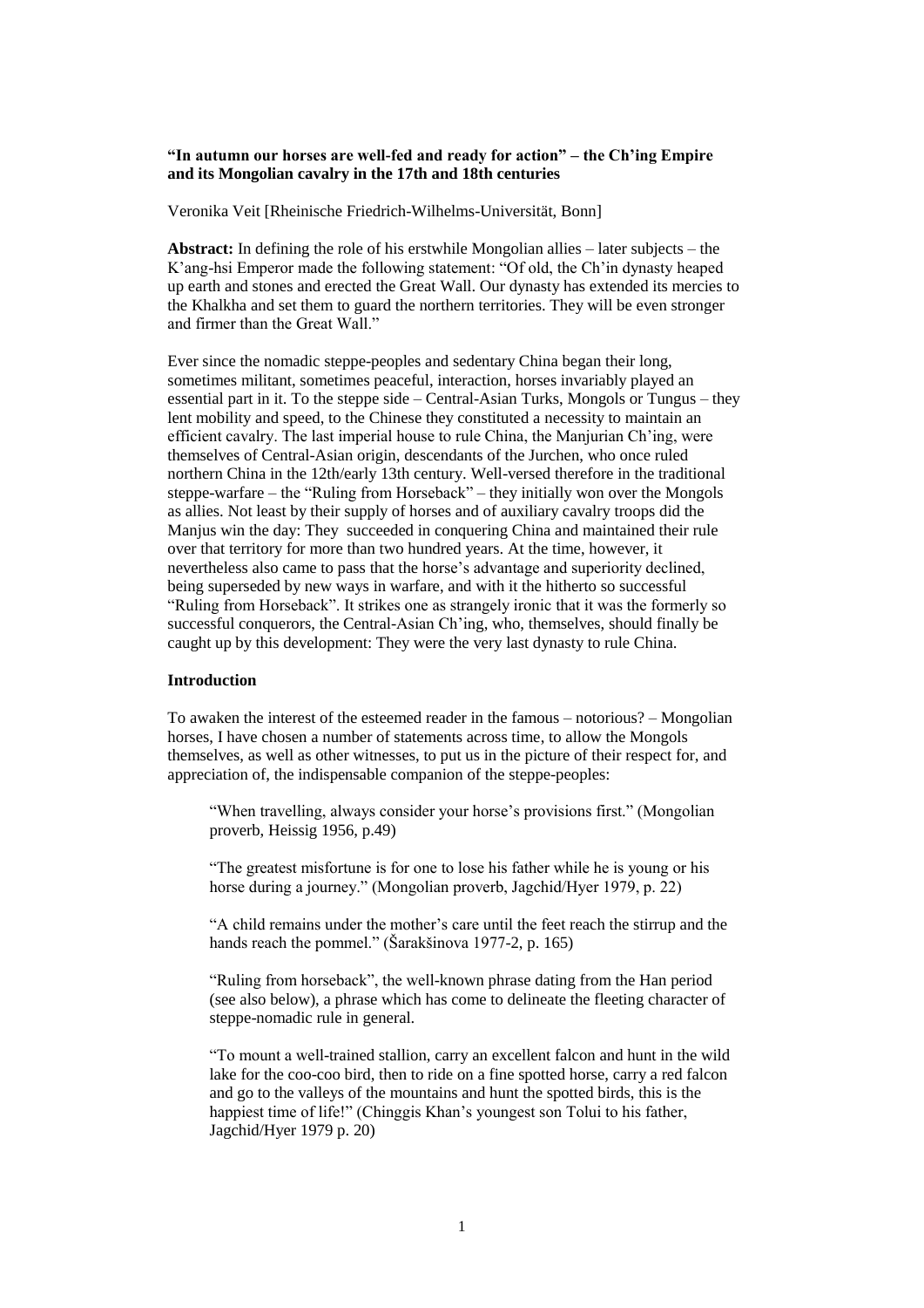**"In autumn our horses are well-fed and ready for action" – the Ch'ing Empire and its Mongolian cavalry in the 17th and 18th centuries**

Veronika Veit [Rheinische Friedrich-Wilhelms-Universität, Bonn]

**Abstract:** In defining the role of his erstwhile Mongolian allies – later subjects – the K'ang-hsi Emperor made the following statement: "Of old, the Ch'in dynasty heaped up earth and stones and erected the Great Wall. Our dynasty has extended its mercies to the Khalkha and set them to guard the northern territories. They will be even stronger and firmer than the Great Wall."

Ever since the nomadic steppe-peoples and sedentary China began their long, sometimes militant, sometimes peaceful, interaction, horses invariably played an essential part in it. To the steppe side – Central-Asian Turks, Mongols or Tungus – they lent mobility and speed, to the Chinese they constituted a necessity to maintain an efficient cavalry. The last imperial house to rule China, the Manjurian Ch'ing, were themselves of Central-Asian origin, descendants of the Jurchen, who once ruled northern China in the 12th/early 13th century. Well-versed therefore in the traditional steppe-warfare – the "Ruling from Horseback" – they initially won over the Mongols as allies. Not least by their supply of horses and of auxiliary cavalry troops did the Manjus win the day: They succeeded in conquering China and maintained their rule over that territory for more than two hundred years. At the time, however, it nevertheless also came to pass that the horse's advantage and superiority declined, being superseded by new ways in warfare, and with it the hitherto so successful "Ruling from Horseback". It strikes one as strangely ironic that it was the formerly so successful conquerors, the Central-Asian Ch'ing, who, themselves, should finally be caught up by this development: They were the very last dynasty to rule China.

## Introduction

To awaken the interest of the esteemed reader in the famous – notorious? – Mongolian horses, I have chosen a number of statements across time, to allow the Mongols themselves, as well as other witnesses, to put us in the picture of their respect for, and appreciation of, the indispensable companion of the steppe-peoples:

> "When travelling, always consider your horse's provisions first." (Mongolian proverb, Heissig 1956, p.49)
>
> "The greatest misfortune is for one to lose his father while he is young or his horse during a journey." (Mongolian proverb, Jagchid/Hyer 1979, p. 22)
>
> "A child remains under the mother's care until the feet reach the stirrup and the hands reach the pommel." (Šarakšinova 1977-2, p. 165)
>
> "Ruling from horseback", the well-known phrase dating from the Han period (see also below), a phrase which has come to delineate the fleeting character of steppe-nomadic rule in general.
>
> "To mount a well-trained stallion, carry an excellent falcon and hunt in the wild lake for the coo-coo bird, then to ride on a fine spotted horse, carry a red falcon and go to the valleys of the mountains and hunt the spotted birds, this is the happiest time of life!" (Chinggis Khan's youngest son Tolui to his father, Jagchid/Hyer 1979 p. 20)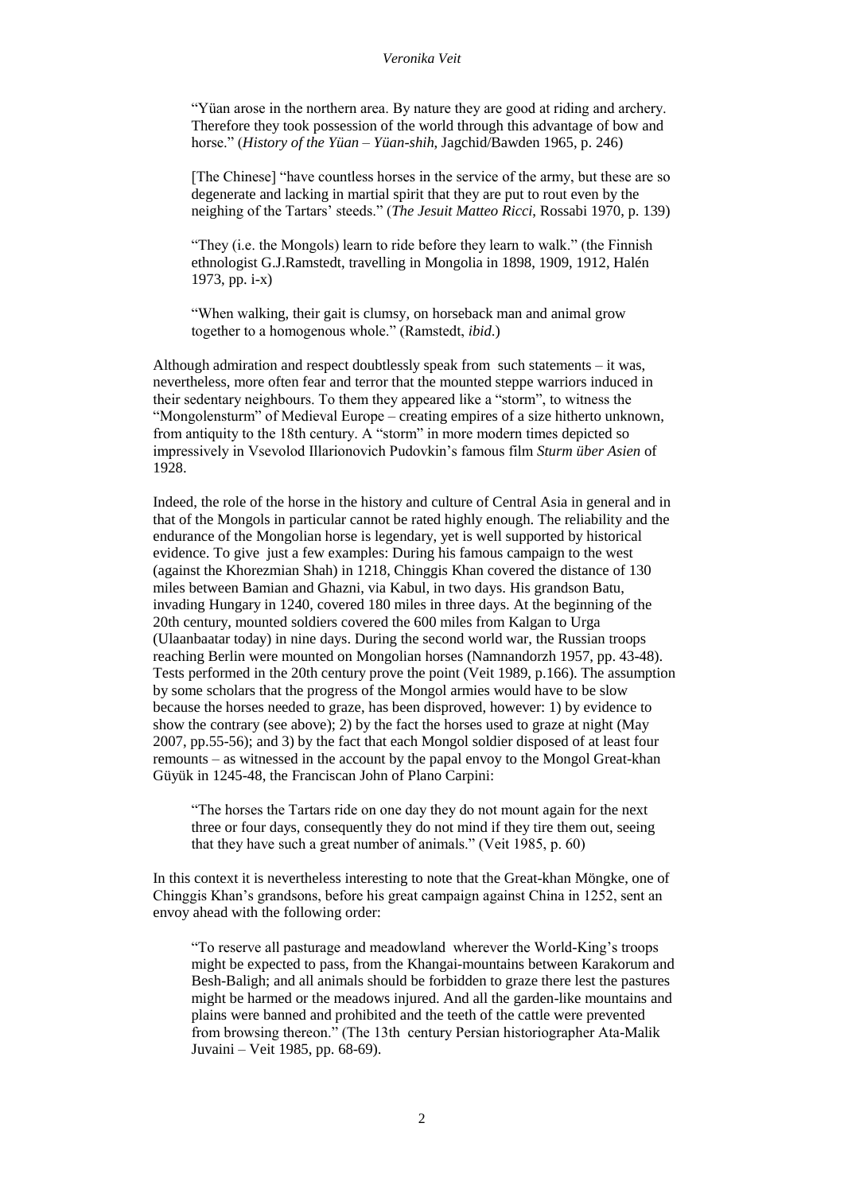> "Yüan arose in the northern area. By nature they are good at riding and archery. Therefore they took possession of the world through this advantage of bow and horse." (*History of the Yüan – Yüan-shih*, Jagchid/Bawden 1965, p. 246)

> [The Chinese] "have countless horses in the service of the army, but these are so degenerate and lacking in martial spirit that they are put to rout even by the neighing of the Tartars' steeds." (*The Jesuit Matteo Ricci*, Rossabi 1970, p. 139)

> "They (i.e. the Mongols) learn to ride before they learn to walk." (the Finnish ethnologist G.J.Ramstedt, travelling in Mongolia in 1898, 1909, 1912, Halén 1973, pp. i-x)

> "When walking, their gait is clumsy, on horseback man and animal grow together to a homogenous whole." (Ramstedt, *ibid*.)

Although admiration and respect doubtlessly speak from such statements – it was, nevertheless, more often fear and terror that the mounted steppe warriors induced in their sedentary neighbours. To them they appeared like a "storm", to witness the "Mongolensturm" of Medieval Europe – creating empires of a size hitherto unknown, from antiquity to the 18th century. A "storm" in more modern times depicted so impressively in Vsevolod Illarionovich Pudovkin's famous film *Sturm über Asien* of 1928.

Indeed, the role of the horse in the history and culture of Central Asia in general and in that of the Mongols in particular cannot be rated highly enough. The reliability and the endurance of the Mongolian horse is legendary, yet is well supported by historical evidence. To give just a few examples: During his famous campaign to the west (against the Khorezmian Shah) in 1218, Chinggis Khan covered the distance of 130 miles between Bamian and Ghazni, via Kabul, in two days. His grandson Batu, invading Hungary in 1240, covered 180 miles in three days. At the beginning of the 20th century, mounted soldiers covered the 600 miles from Kalgan to Urga (Ulaanbaatar today) in nine days. During the second world war, the Russian troops reaching Berlin were mounted on Mongolian horses (Namnandorzh 1957, pp. 43-48). Tests performed in the 20th century prove the point (Veit 1989, p.166). The assumption by some scholars that the progress of the Mongol armies would have to be slow because the horses needed to graze, has been disproved, however: 1) by evidence to show the contrary (see above); 2) by the fact the horses used to graze at night (May 2007, pp.55-56); and 3) by the fact that each Mongol soldier disposed of at least four remounts – as witnessed in the account by the papal envoy to the Mongol Great-khan Güyük in 1245-48, the Franciscan John of Plano Carpini:

> "The horses the Tartars ride on one day they do not mount again for the next three or four days, consequently they do not mind if they tire them out, seeing that they have such a great number of animals." (Veit 1985, p. 60)

In this context it is nevertheless interesting to note that the Great-khan Möngke, one of Chinggis Khan's grandsons, before his great campaign against China in 1252, sent an envoy ahead with the following order:

> "To reserve all pasturage and meadowland wherever the World-King's troops might be expected to pass, from the Khangai-mountains between Karakorum and Besh-Baligh; and all animals should be forbidden to graze there lest the pastures might be harmed or the meadows injured. And all the garden-like mountains and plains were banned and prohibited and the teeth of the cattle were prevented from browsing thereon." (The 13th century Persian historiographer Ata-Malik Juvaini – Veit 1985, pp. 68-69).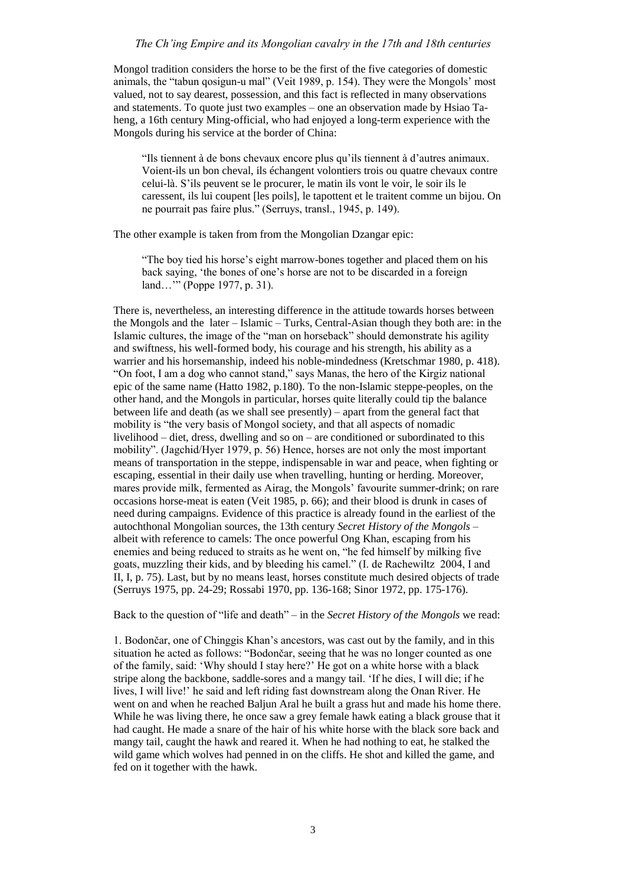Mongol tradition considers the horse to be the first of the five categories of domestic animals, the "tabun qosigun-u mal" (Veit 1989, p. 154). They were the Mongols' most valued, not to say dearest, possession, and this fact is reflected in many observations and statements. To quote just two examples – one an observation made by Hsiao Ta-heng, a 16th century Ming-official, who had enjoyed a long-term experience with the Mongols during his service at the border of China:

> "Ils tiennent à de bons chevaux encore plus qu'ils tiennent à d'autres animaux. Voient-ils un bon cheval, ils échangent volontiers trois ou quatre chevaux contre celui-là. S'ils peuvent se le procurer, le matin ils vont le voir, le soir ils le caressent, ils lui coupent [les poils], le tapottent et le traitent comme un bijou. On ne pourrait pas faire plus." (Serruys, transl., 1945, p. 149).

The other example is taken from from the Mongolian Dzangar epic:

> "The boy tied his horse's eight marrow-bones together and placed them on his back saying, 'the bones of one's horse are not to be discarded in a foreign land…'" (Poppe 1977, p. 31).

There is, nevertheless, an interesting difference in the attitude towards horses between the Mongols and the later – Islamic – Turks, Central-Asian though they both are: in the Islamic cultures, the image of the "man on horseback" should demonstrate his agility and swiftness, his well-formed body, his courage and his strength, his ability as a warrier and his horsemanship, indeed his noble-mindedness (Kretschmar 1980, p. 418). "On foot, I am a dog who cannot stand," says Manas, the hero of the Kirgiz national epic of the same name (Hatto 1982, p.180). To the non-Islamic steppe-peoples, on the other hand, and the Mongols in particular, horses quite literally could tip the balance between life and death (as we shall see presently) – apart from the general fact that mobility is "the very basis of Mongol society, and that all aspects of nomadic livelihood – diet, dress, dwelling and so on – are conditioned or subordinated to this mobility". (Jagchid/Hyer 1979, p. 56) Hence, horses are not only the most important means of transportation in the steppe, indispensable in war and peace, when fighting or escaping, essential in their daily use when travelling, hunting or herding. Moreover, mares provide milk, fermented as Airag, the Mongols' favourite summer-drink; on rare occasions horse-meat is eaten (Veit 1985, p. 66); and their blood is drunk in cases of need during campaigns. Evidence of this practice is already found in the earliest of the autochthonal Mongolian sources, the 13th century *Secret History of the Mongols* – albeit with reference to camels: The once powerful Ong Khan, escaping from his enemies and being reduced to straits as he went on, "he fed himself by milking five goats, muzzling their kids, and by bleeding his camel." (I. de Rachewiltz 2004, I and II, I, p. 75). Last, but by no means least, horses constitute much desired objects of trade (Serruys 1975, pp. 24-29; Rossabi 1970, pp. 136-168; Sinor 1972, pp. 175-176).

Back to the question of "life and death" – in the *Secret History of the Mongols* we read:

1. Bodončar, one of Chinggis Khan's ancestors, was cast out by the family, and in this situation he acted as follows: "Bodončar, seeing that he was no longer counted as one of the family, said: 'Why should I stay here?' He got on a white horse with a black stripe along the backbone, saddle-sores and a mangy tail. 'If he dies, I will die; if he lives, I will live!' he said and left riding fast downstream along the Onan River. He went on and when he reached Baljun Aral he built a grass hut and made his home there. While he was living there, he once saw a grey female hawk eating a black grouse that it had caught. He made a snare of the hair of his white horse with the black sore back and mangy tail, caught the hawk and reared it. When he had nothing to eat, he stalked the wild game which wolves had penned in on the cliffs. He shot and killed the game, and fed on it together with the hawk.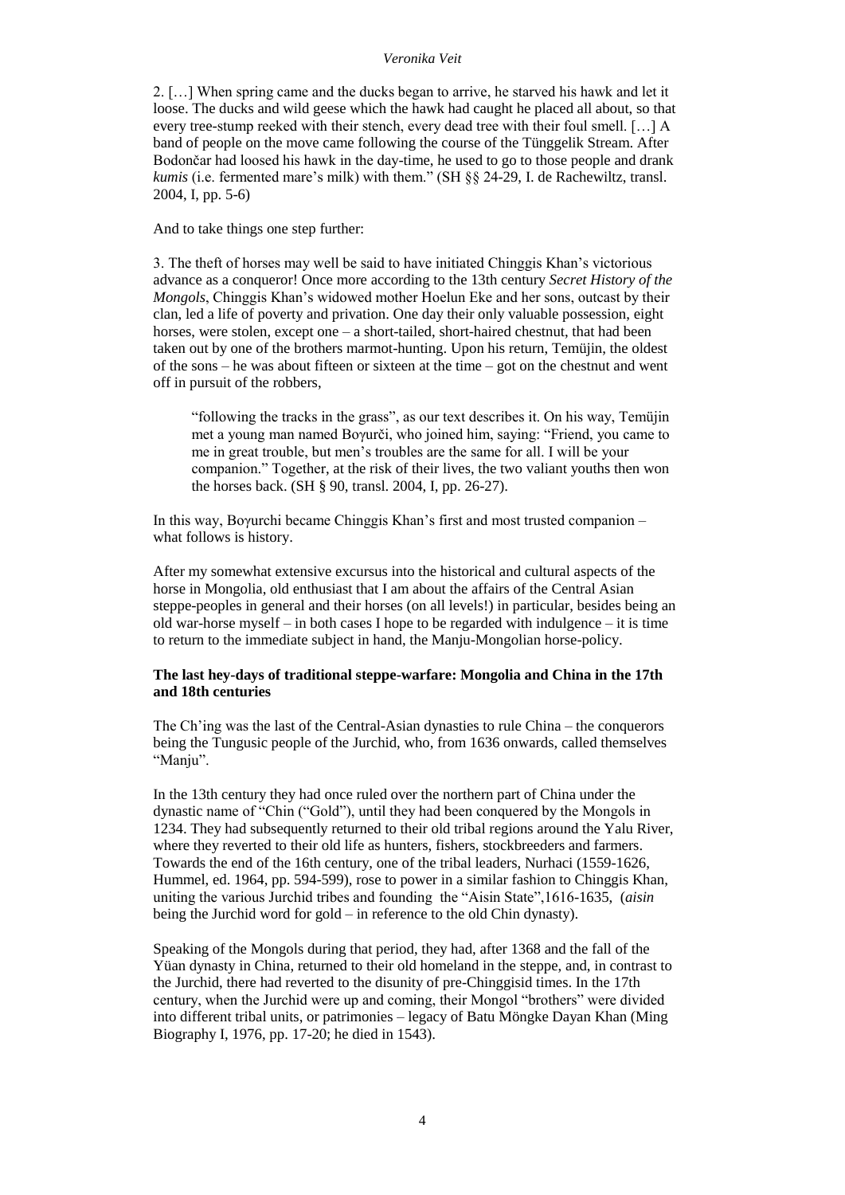2. […] When spring came and the ducks began to arrive, he starved his hawk and let it loose. The ducks and wild geese which the hawk had caught he placed all about, so that every tree-stump reeked with their stench, every dead tree with their foul smell. […] A band of people on the move came following the course of the Tünggelik Stream. After Bodončar had loosed his hawk in the day-time, he used to go to those people and drank *kumis* (i.e. fermented mare's milk) with them." (SH §§ 24-29, I. de Rachewiltz, transl. 2004, I, pp. 5-6)

And to take things one step further:

3. The theft of horses may well be said to have initiated Chinggis Khan's victorious advance as a conqueror! Once more according to the 13th century *Secret History of the Mongols*, Chinggis Khan's widowed mother Hoelun Eke and her sons, outcast by their clan, led a life of poverty and privation. One day their only valuable possession, eight horses, were stolen, except one – a short-tailed, short-haired chestnut, that had been taken out by one of the brothers marmot-hunting. Upon his return, Temüjin, the oldest of the sons – he was about fifteen or sixteen at the time – got on the chestnut and went off in pursuit of the robbers,

> "following the tracks in the grass", as our text describes it. On his way, Temüjin met a young man named Boγurči, who joined him, saying: "Friend, you came to me in great trouble, but men's troubles are the same for all. I will be your companion." Together, at the risk of their lives, the two valiant youths then won the horses back. (SH § 90, transl. 2004, I, pp. 26-27).

In this way, Boγurchi became Chinggis Khan's first and most trusted companion – what follows is history.

After my somewhat extensive excursus into the historical and cultural aspects of the horse in Mongolia, old enthusiast that I am about the affairs of the Central Asian steppe-peoples in general and their horses (on all levels!) in particular, besides being an old war-horse myself – in both cases I hope to be regarded with indulgence – it is time to return to the immediate subject in hand, the Manju-Mongolian horse-policy.

**The last hey-days of traditional steppe-warfare: Mongolia and China in the 17th and 18th centuries**

The Ch'ing was the last of the Central-Asian dynasties to rule China – the conquerors being the Tungusic people of the Jurchid, who, from 1636 onwards, called themselves "Manju".

In the 13th century they had once ruled over the northern part of China under the dynastic name of "Chin ("Gold"), until they had been conquered by the Mongols in 1234. They had subsequently returned to their old tribal regions around the Yalu River, where they reverted to their old life as hunters, fishers, stockbreeders and farmers. Towards the end of the 16th century, one of the tribal leaders, Nurhaci (1559-1626, Hummel, ed. 1964, pp. 594-599), rose to power in a similar fashion to Chinggis Khan, uniting the various Jurchid tribes and founding the "Aisin State",1616-1635, (*aisin* being the Jurchid word for gold – in reference to the old Chin dynasty).

Speaking of the Mongols during that period, they had, after 1368 and the fall of the Yüan dynasty in China, returned to their old homeland in the steppe, and, in contrast to the Jurchid, there had reverted to the disunity of pre-Chinggisid times. In the 17th century, when the Jurchid were up and coming, their Mongol "brothers" were divided into different tribal units, or patrimonies – legacy of Batu Möngke Dayan Khan (Ming Biography I, 1976, pp. 17-20; he died in 1543).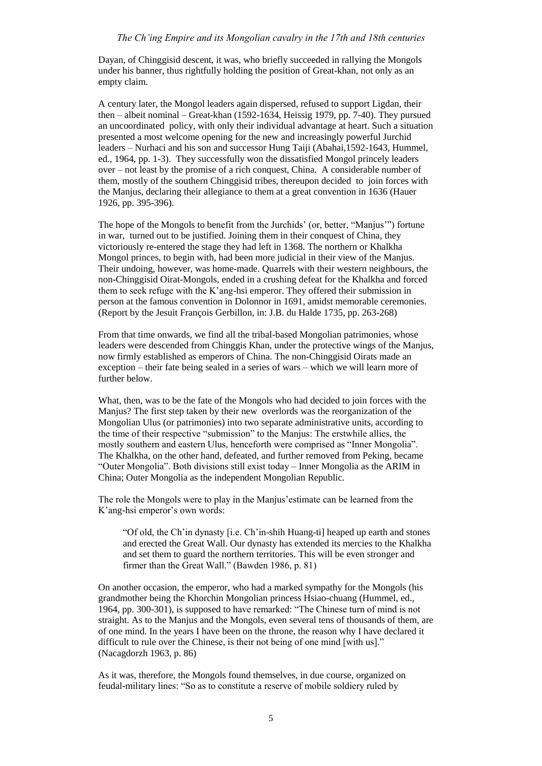Dayan, of Chinggisid descent, it was, who briefly succeeded in rallying the Mongols under his banner, thus rightfully holding the position of Great-khan, not only as an empty claim.

A century later, the Mongol leaders again dispersed, refused to support Ligdan, their then – albeit nominal – Great-khan (1592-1634, Heissig 1979, pp. 7-40). They pursued an uncoordinated policy, with only their individual advantage at heart. Such a situation presented a most welcome opening for the new and increasingly powerful Jurchid leaders – Nurhaci and his son and successor Hung Taiji (Abahai,1592-1643, Hummel, ed., 1964, pp. 1-3). They successfully won the dissatisfied Mongol princely leaders over – not least by the promise of a rich conquest, China. A considerable number of them, mostly of the southern Chinggisid tribes, thereupon decided to join forces with the Manjus, declaring their allegiance to them at a great convention in 1636 (Hauer 1926, pp. 395-396).

The hope of the Mongols to benefit from the Jurchids' (or, better, "Manjus'") fortune in war, turned out to be justified. Joining them in their conquest of China, they victoriously re-entered the stage they had left in 1368. The northern or Khalkha Mongol princes, to begin with, had been more judicial in their view of the Manjus. Their undoing, however, was home-made. Quarrels with their western neighbours, the non-Chinggisid Oirat-Mongols, ended in a crushing defeat for the Khalkha and forced them to seek refuge with the K'ang-hsi emperor. They offered their submission in person at the famous convention in Dolonnor in 1691, amidst memorable ceremonies. (Report by the Jesuit François Gerbillon, in: J.B. du Halde 1735, pp. 263-268)

From that time onwards, we find all the tribal-based Mongolian patrimonies, whose leaders were descended from Chinggis Khan, under the protective wings of the Manjus, now firmly established as emperors of China. The non-Chinggisid Oirats made an exception – their fate being sealed in a series of wars – which we will learn more of further below.

What, then, was to be the fate of the Mongols who had decided to join forces with the Manjus? The first step taken by their new overlords was the reorganization of the Mongolian Ulus (or patrimonies) into two separate administrative units, according to the time of their respective "submission" to the Manjus: The erstwhile allies, the mostly southern and eastern Ulus, henceforth were comprised as "Inner Mongolia". The Khalkha, on the other hand, defeated, and further removed from Peking, became "Outer Mongolia". Both divisions still exist today – Inner Mongolia as the ARIM in China; Outer Mongolia as the independent Mongolian Republic.

The role the Mongols were to play in the Manjus'estimate can be learned from the K'ang-hsi emperor's own words:

> "Of old, the Ch'in dynasty [i.e. Ch'in-shih Huang-ti] heaped up earth and stones and erected the Great Wall. Our dynasty has extended its mercies to the Khalkha and set them to guard the northern territories. This will be even stronger and firmer than the Great Wall." (Bawden 1986, p. 81)

On another occasion, the emperor, who had a marked sympathy for the Mongols (his grandmother being the Khorchin Mongolian princess Hsiao-chuang (Hummel, ed., 1964, pp. 300-301), is supposed to have remarked: "The Chinese turn of mind is not straight. As to the Manjus and the Mongols, even several tens of thousands of them, are of one mind. In the years I have been on the throne, the reason why I have declared it difficult to rule over the Chinese, is their not being of one mind [with us]." (Nacagdorzh 1963, p. 86)

As it was, therefore, the Mongols found themselves, in due course, organized on feudal-military lines: "So as to constitute a reserve of mobile soldiery ruled by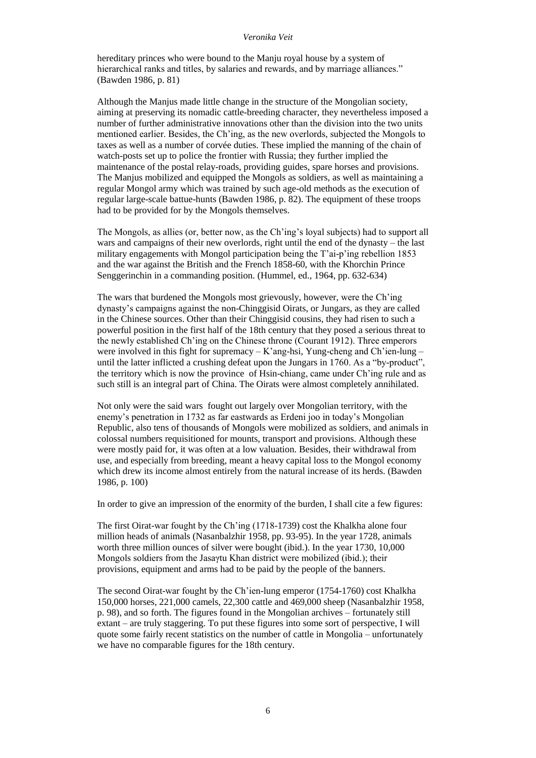hereditary princes who were bound to the Manju royal house by a system of hierarchical ranks and titles, by salaries and rewards, and by marriage alliances." (Bawden 1986, p. 81)

Although the Manjus made little change in the structure of the Mongolian society, aiming at preserving its nomadic cattle-breeding character, they nevertheless imposed a number of further administrative innovations other than the division into the two units mentioned earlier. Besides, the Ch'ing, as the new overlords, subjected the Mongols to taxes as well as a number of corvée duties. These implied the manning of the chain of watch-posts set up to police the frontier with Russia; they further implied the maintenance of the postal relay-roads, providing guides, spare horses and provisions. The Manjus mobilized and equipped the Mongols as soldiers, as well as maintaining a regular Mongol army which was trained by such age-old methods as the execution of regular large-scale battue-hunts (Bawden 1986, p. 82). The equipment of these troops had to be provided for by the Mongols themselves.

The Mongols, as allies (or, better now, as the Ch'ing's loyal subjects) had to support all wars and campaigns of their new overlords, right until the end of the dynasty – the last military engagements with Mongol participation being the T'ai-p'ing rebellion 1853 and the war against the British and the French 1858-60, with the Khorchin Prince Senggerinchin in a commanding position. (Hummel, ed., 1964, pp. 632-634)

The wars that burdened the Mongols most grievously, however, were the Ch'ing dynasty's campaigns against the non-Chinggisid Oirats, or Jungars, as they are called in the Chinese sources. Other than their Chinggisid cousins, they had risen to such a powerful position in the first half of the 18th century that they posed a serious threat to the newly established Ch'ing on the Chinese throne (Courant 1912). Three emperors were involved in this fight for supremacy – K'ang-hsi, Yung-cheng and Ch'ien-lung – until the latter inflicted a crushing defeat upon the Jungars in 1760. As a "by-product", the territory which is now the province of Hsin-chiang, came under Ch'ing rule and as such still is an integral part of China. The Oirats were almost completely annihilated.

Not only were the said wars fought out largely over Mongolian territory, with the enemy's penetration in 1732 as far eastwards as Erdeni joo in today's Mongolian Republic, also tens of thousands of Mongols were mobilized as soldiers, and animals in colossal numbers requisitioned for mounts, transport and provisions. Although these were mostly paid for, it was often at a low valuation. Besides, their withdrawal from use, and especially from breeding, meant a heavy capital loss to the Mongol economy which drew its income almost entirely from the natural increase of its herds. (Bawden 1986, p. 100)

In order to give an impression of the enormity of the burden, I shall cite a few figures:

The first Oirat-war fought by the Ch'ing (1718-1739) cost the Khalkha alone four million heads of animals (Nasanbalzhir 1958, pp. 93-95). In the year 1728, animals worth three million ounces of silver were bought (ibid.). In the year 1730, 10,000 Mongols soldiers from the Jasaγtu Khan district were mobilized (ibid.); their provisions, equipment and arms had to be paid by the people of the banners.

The second Oirat-war fought by the Ch'ien-lung emperor (1754-1760) cost Khalkha 150,000 horses, 221,000 camels, 22,300 cattle and 469,000 sheep (Nasanbalzhir 1958, p. 98), and so forth. The figures found in the Mongolian archives – fortunately still extant – are truly staggering. To put these figures into some sort of perspective, I will quote some fairly recent statistics on the number of cattle in Mongolia – unfortunately we have no comparable figures for the 18th century.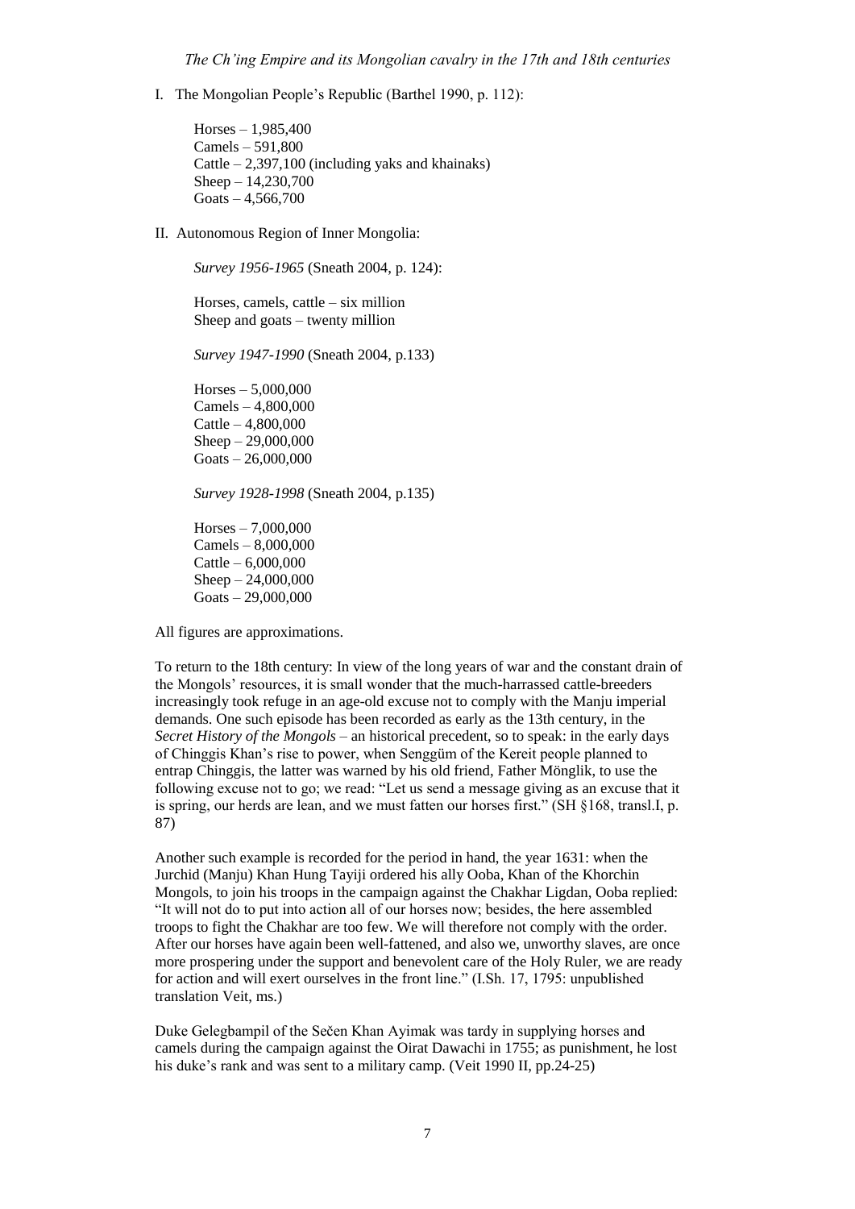I. The Mongolian People's Republic (Barthel 1990, p. 112):

Horses – 1,985,400
Camels – 591,800
Cattle – 2,397,100 (including yaks and khainaks)
Sheep – 14,230,700
Goats – 4,566,700

II. Autonomous Region of Inner Mongolia:

*Survey 1956-1965* (Sneath 2004, p. 124):

Horses, camels, cattle – six million
Sheep and goats – twenty million

*Survey 1947-1990* (Sneath 2004, p.133)

Horses – 5,000,000
Camels – 4,800,000
Cattle – 4,800,000
Sheep – 29,000,000
Goats – 26,000,000

*Survey 1928-1998* (Sneath 2004, p.135)

Horses – 7,000,000
Camels – 8,000,000
Cattle – 6,000,000
Sheep – 24,000,000
Goats – 29,000,000

All figures are approximations.

To return to the 18th century: In view of the long years of war and the constant drain of the Mongols' resources, it is small wonder that the much-harrassed cattle-breeders increasingly took refuge in an age-old excuse not to comply with the Manju imperial demands. One such episode has been recorded as early as the 13th century, in the *Secret History of the Mongols* – an historical precedent, so to speak: in the early days of Chinggis Khan's rise to power, when Senggüm of the Kereit people planned to entrap Chinggis, the latter was warned by his old friend, Father Mönglik, to use the following excuse not to go; we read: "Let us send a message giving as an excuse that it is spring, our herds are lean, and we must fatten our horses first." (SH §168, transl.I, p. 87)

Another such example is recorded for the period in hand, the year 1631: when the Jurchid (Manju) Khan Hung Tayiji ordered his ally Ooba, Khan of the Khorchin Mongols, to join his troops in the campaign against the Chakhar Ligdan, Ooba replied: "It will not do to put into action all of our horses now; besides, the here assembled troops to fight the Chakhar are too few. We will therefore not comply with the order. After our horses have again been well-fattened, and also we, unworthy slaves, are once more prospering under the support and benevolent care of the Holy Ruler, we are ready for action and will exert ourselves in the front line." (I.Sh. 17, 1795: unpublished translation Veit, ms.)

Duke Gelegbampil of the Sečen Khan Ayimak was tardy in supplying horses and camels during the campaign against the Oirat Dawachi in 1755; as punishment, he lost his duke's rank and was sent to a military camp. (Veit 1990 II, pp.24-25)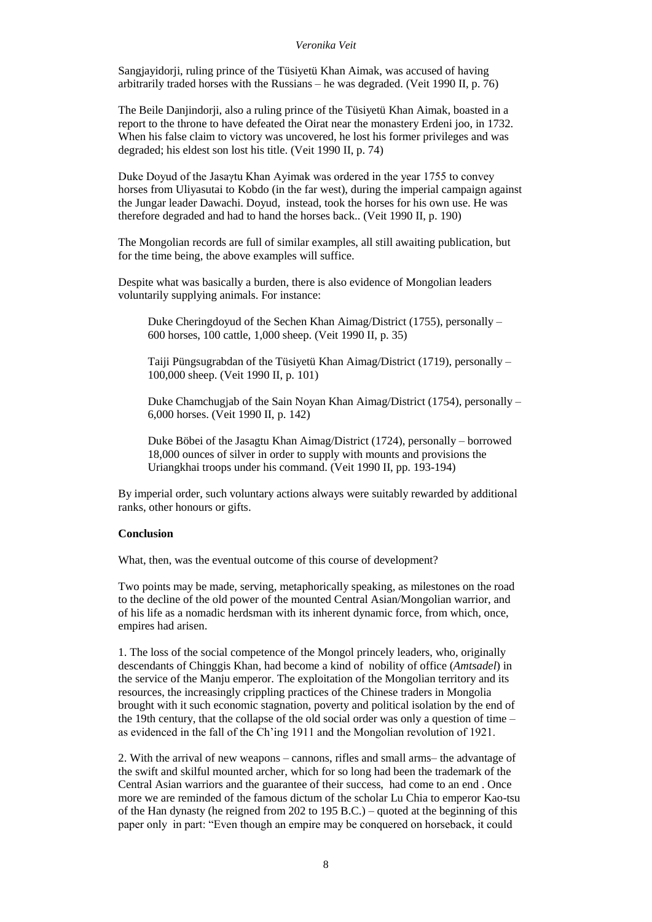Sangjayidorji, ruling prince of the Tüsiyetü Khan Aimak, was accused of having arbitrarily traded horses with the Russians – he was degraded. (Veit 1990 II, p. 76)

The Beile Danjindorji, also a ruling prince of the Tüsiyetü Khan Aimak, boasted in a report to the throne to have defeated the Oirat near the monastery Erdeni joo, in 1732. When his false claim to victory was uncovered, he lost his former privileges and was degraded; his eldest son lost his title. (Veit 1990 II, p. 74)

Duke Doyud of the Jasaγtu Khan Ayimak was ordered in the year 1755 to convey horses from Uliyasutai to Kobdo (in the far west), during the imperial campaign against the Jungar leader Dawachi. Doyud, instead, took the horses for his own use. He was therefore degraded and had to hand the horses back.. (Veit 1990 II, p. 190)

The Mongolian records are full of similar examples, all still awaiting publication, but for the time being, the above examples will suffice.

Despite what was basically a burden, there is also evidence of Mongolian leaders voluntarily supplying animals. For instance:

> Duke Cheringdoyud of the Sechen Khan Aimag/District (1755), personally – 600 horses, 100 cattle, 1,000 sheep. (Veit 1990 II, p. 35)
>
> Taiji Püngsugrabdan of the Tüsiyetü Khan Aimag/District (1719), personally – 100,000 sheep. (Veit 1990 II, p. 101)
>
> Duke Chamchugjab of the Sain Noyan Khan Aimag/District (1754), personally – 6,000 horses. (Veit 1990 II, p. 142)
>
> Duke Böbei of the Jasagtu Khan Aimag/District (1724), personally – borrowed 18,000 ounces of silver in order to supply with mounts and provisions the Uriangkhai troops under his command. (Veit 1990 II, pp. 193-194)

By imperial order, such voluntary actions always were suitably rewarded by additional ranks, other honours or gifts.

**Conclusion**

What, then, was the eventual outcome of this course of development?

Two points may be made, serving, metaphorically speaking, as milestones on the road to the decline of the old power of the mounted Central Asian/Mongolian warrior, and of his life as a nomadic herdsman with its inherent dynamic force, from which, once, empires had arisen.

1. The loss of the social competence of the Mongol princely leaders, who, originally descendants of Chinggis Khan, had become a kind of nobility of office (*Amtsadel*) in the service of the Manju emperor. The exploitation of the Mongolian territory and its resources, the increasingly crippling practices of the Chinese traders in Mongolia brought with it such economic stagnation, poverty and political isolation by the end of the 19th century, that the collapse of the old social order was only a question of time – as evidenced in the fall of the Ch'ing 1911 and the Mongolian revolution of 1921.

2. With the arrival of new weapons – cannons, rifles and small arms– the advantage of the swift and skilful mounted archer, which for so long had been the trademark of the Central Asian warriors and the guarantee of their success, had come to an end . Once more we are reminded of the famous dictum of the scholar Lu Chia to emperor Kao-tsu of the Han dynasty (he reigned from 202 to 195 B.C.) – quoted at the beginning of this paper only in part: "Even though an empire may be conquered on horseback, it could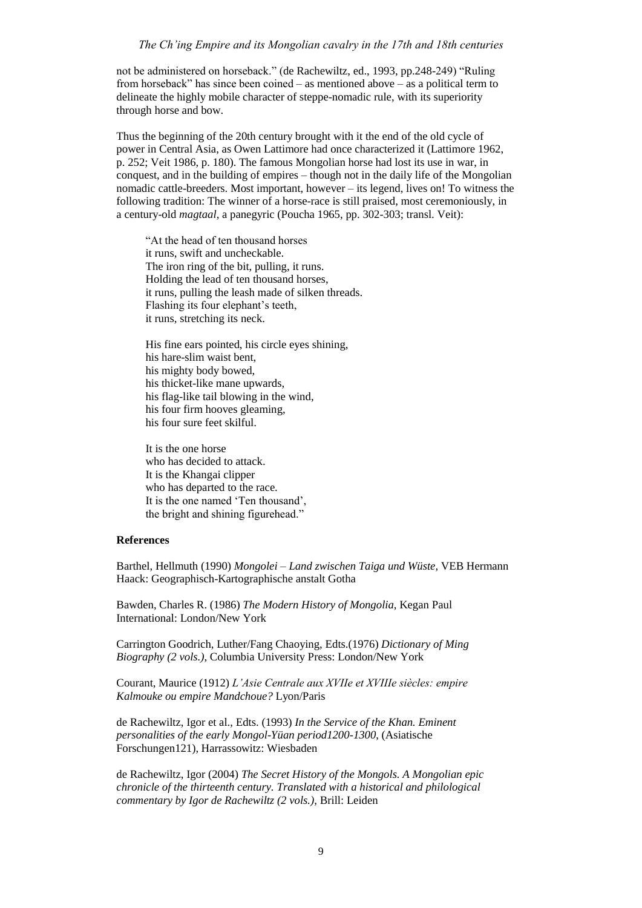not be administered on horseback." (de Rachewiltz, ed., 1993, pp.248-249) "Ruling from horseback" has since been coined – as mentioned above – as a political term to delineate the highly mobile character of steppe-nomadic rule, with its superiority through horse and bow.

Thus the beginning of the 20th century brought with it the end of the old cycle of power in Central Asia, as Owen Lattimore had once characterized it (Lattimore 1962, p. 252; Veit 1986, p. 180). The famous Mongolian horse had lost its use in war, in conquest, and in the building of empires – though not in the daily life of the Mongolian nomadic cattle-breeders. Most important, however – its legend, lives on! To witness the following tradition: The winner of a horse-race is still praised, most ceremoniously, in a century-old *magtaal*, a panegyric (Poucha 1965, pp. 302-303; transl. Veit):

> "At the head of ten thousand horses
> it runs, swift and uncheckable.
> The iron ring of the bit, pulling, it runs.
> Holding the lead of ten thousand horses,
> it runs, pulling the leash made of silken threads.
> Flashing its four elephant's teeth,
> it runs, stretching its neck.
>
> His fine ears pointed, his circle eyes shining,
> his hare-slim waist bent,
> his mighty body bowed,
> his thicket-like mane upwards,
> his flag-like tail blowing in the wind,
> his four firm hooves gleaming,
> his four sure feet skilful.
>
> It is the one horse
> who has decided to attack.
> It is the Khangai clipper
> who has departed to the race.
> It is the one named 'Ten thousand',
> the bright and shining figurehead."

**References**

Barthel, Hellmuth (1990) *Mongolei – Land zwischen Taiga und Wüste*, VEB Hermann Haack: Geographisch-Kartographische anstalt Gotha

Bawden, Charles R. (1986) *The Modern History of Mongolia*, Kegan Paul International: London/New York

Carrington Goodrich, Luther/Fang Chaoying, Edts.(1976) *Dictionary of Ming Biography (2 vols.)*, Columbia University Press: London/New York

Courant, Maurice (1912) *L'Asie Centrale aux XVIIe et XVIIIe siècles: empire Kalmouke ou empire Mandchoue?* Lyon/Paris

de Rachewiltz, Igor et al., Edts. (1993) *In the Service of the Khan. Eminent personalities of the early Mongol-Yüan period1200-1300*, (Asiatische Forschungen121), Harrassowitz: Wiesbaden

de Rachewiltz, Igor (2004) *The Secret History of the Mongols. A Mongolian epic chronicle of the thirteenth century. Translated with a historical and philological commentary by Igor de Rachewiltz (2 vols.)*, Brill: Leiden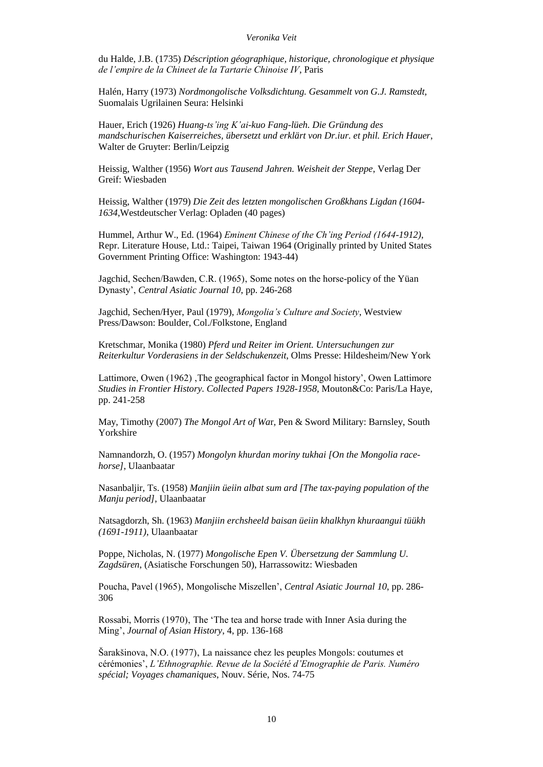du Halde, J.B. (1735) *Déscription géographique, historique, chronologique et physique de l'empire de la Chineet de la Tartarie Chinoise IV*, Paris

Halén, Harry (1973) *Nordmongolische Volksdichtung. Gesammelt von G.J. Ramstedt*, Suomalais Ugrilainen Seura: Helsinki

Hauer, Erich (1926) *Huang-ts'ing K'ai-kuo Fang-lüeh. Die Gründung des mandschurischen Kaiserreiches, übersetzt und erklärt von Dr.iur. et phil. Erich Hauer*, Walter de Gruyter: Berlin/Leipzig

Heissig, Walther (1956) *Wort aus Tausend Jahren. Weisheit der Steppe*, Verlag Der Greif: Wiesbaden

Heissig, Walther (1979) *Die Zeit des letzten mongolischen Großkhans Ligdan (1604-1634*,Westdeutscher Verlag: Opladen (40 pages)

Hummel, Arthur W., Ed. (1964) *Eminent Chinese of the Ch'ing Period (1644-1912)*, Repr. Literature House, Ltd.: Taipei, Taiwan 1964 (Originally printed by United States Government Printing Office: Washington: 1943-44)

Jagchid, Sechen/Bawden, C.R. (1965), Some notes on the horse-policy of the Yüan Dynasty', *Central Asiatic Journal 10*, pp. 246-268

Jagchid, Sechen/Hyer, Paul (1979), *Mongolia's Culture and Society*, Westview Press/Dawson: Boulder, Col./Folkstone, England

Kretschmar, Monika (1980) *Pferd und Reiter im Orient. Untersuchungen zur Reiterkultur Vorderasiens in der Seldschukenzeit*, Olms Presse: Hildesheim/New York

Lattimore, Owen (1962) ,The geographical factor in Mongol history', Owen Lattimore *Studies in Frontier History. Collected Papers 1928-1958*, Mouton&Co: Paris/La Haye, pp. 241-258

May, Timothy (2007) *The Mongol Art of War*, Pen & Sword Military: Barnsley, South Yorkshire

Namnandorzh, O. (1957) *Mongolyn khurdan moriny tukhai [On the Mongolia race-horse]*, Ulaanbaatar

Nasanbaljir, Ts. (1958) *Manjiin üeiin albat sum ard [The tax-paying population of the Manju period]*, Ulaanbaatar

Natsagdorzh, Sh. (1963) *Manjiin erchsheeld baisan üeiin khalkhyn khuraangui tüükh (1691-1911)*, Ulaanbaatar

Poppe, Nicholas, N. (1977) *Mongolische Epen V. Übersetzung der Sammlung U. Zagdsüren*, (Asiatische Forschungen 50), Harrassowitz: Wiesbaden

Poucha, Pavel (1965), Mongolische Miszellen', *Central Asiatic Journal 10*, pp. 286-306

Rossabi, Morris (1970), The 'The tea and horse trade with Inner Asia during the Ming', *Journal of Asian History*, 4, pp. 136-168

Šarakšinova, N.O. (1977), La naissance chez les peuples Mongols: coutumes et cérémonies', *L'Ethnographie. Revue de la Société d'Etnographie de Paris. Numéro spécial; Voyages chamaniques*, Nouv. Série, Nos. 74-75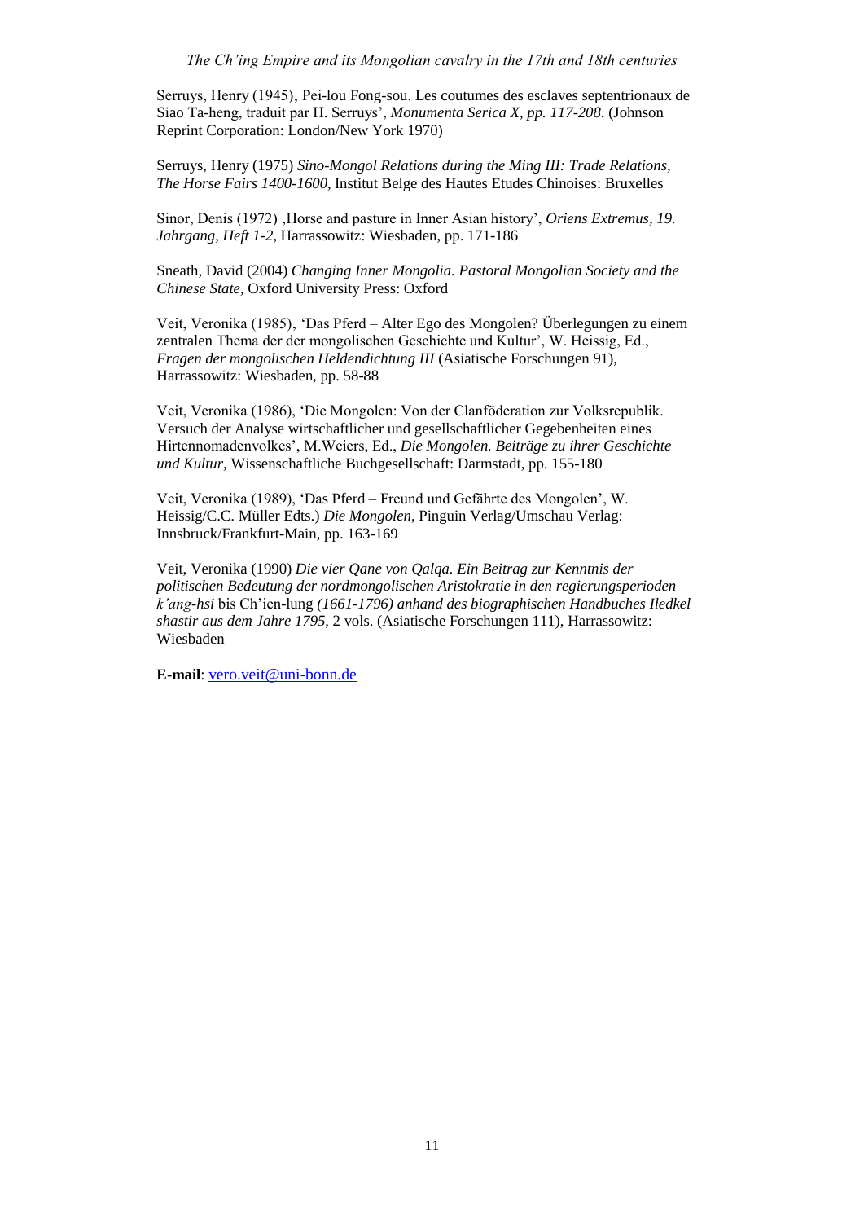Serruys, Henry (1945), Pei-lou Fong-sou. Les coutumes des esclaves septentrionaux de Siao Ta-heng, traduit par H. Serruys', *Monumenta Serica X, pp. 117-208.* (Johnson Reprint Corporation: London/New York 1970)

Serruys, Henry (1975) *Sino-Mongol Relations during the Ming III: Trade Relations, The Horse Fairs 1400-1600*, Institut Belge des Hautes Etudes Chinoises: Bruxelles

Sinor, Denis (1972) ‚Horse and pasture in Inner Asian history', *Oriens Extremus, 19. Jahrgang, Heft 1-2,* Harrassowitz: Wiesbaden, pp. 171-186

Sneath, David (2004) *Changing Inner Mongolia. Pastoral Mongolian Society and the Chinese State*, Oxford University Press: Oxford

Veit, Veronika (1985), 'Das Pferd – Alter Ego des Mongolen? Überlegungen zu einem zentralen Thema der der mongolischen Geschichte und Kultur', W. Heissig, Ed., *Fragen der mongolischen Heldendichtung III* (Asiatische Forschungen 91), Harrassowitz: Wiesbaden, pp. 58-88

Veit, Veronika (1986), 'Die Mongolen: Von der Clanföderation zur Volksrepublik. Versuch der Analyse wirtschaftlicher und gesellschaftlicher Gegebenheiten eines Hirtennomadenvolkes', M.Weiers, Ed., *Die Mongolen. Beiträge zu ihrer Geschichte und Kultur*, Wissenschaftliche Buchgesellschaft: Darmstadt, pp. 155-180

Veit, Veronika (1989), 'Das Pferd – Freund und Gefährte des Mongolen', W. Heissig/C.C. Müller Edts.) *Die Mongolen*, Pinguin Verlag/Umschau Verlag: Innsbruck/Frankfurt-Main, pp. 163-169

Veit, Veronika (1990) *Die vier Qane von Qalqa. Ein Beitrag zur Kenntnis der politischen Bedeutung der nordmongolischen Aristokratie in den regierungsperioden k'ang-hsi* bis Ch'ien-lung *(1661-1796) anhand des biographischen Handbuches Iledkel shastir aus dem Jahre 1795*, 2 vols. (Asiatische Forschungen 111), Harrassowitz: Wiesbaden

**E-mail**: vero.veit@uni-bonn.de